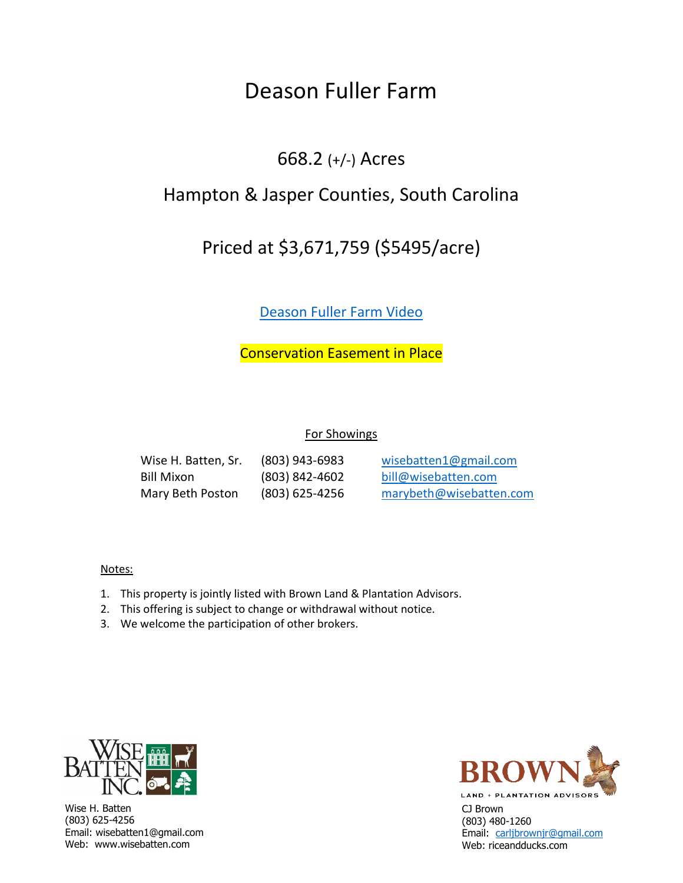# Deason Fuller Farm

## 668.2 (+/-) Acres

## Hampton & Jasper Counties, South Carolina

## Priced at $3,671,759 ($5495/acre)

[Deason Fuller Farm Video]

**Conservation Easement in Place**

For Showings

| | | |
|---|---|---|
| Wise H. Batten, Sr. | (803) 943-6983 | wisebatten1@gmail.com |
| Bill Mixon | (803) 842-4602 | bill@wisebatten.com |
| Mary Beth Poston | (803) 625-4256 | marybeth@wisebatten.com |

Notes:

1. This property is jointly listed with Brown Land & Plantation Advisors.
2. This offering is subject to change or withdrawal without notice.
3. We welcome the participation of other brokers.

Wise Batten Inc.
Wise H. Batten
(803) 625-4256
Email: wisebatten1@gmail.com
Web: www.wisebatten.com

Brown Land + Plantation Advisors
CJ Brown
(803) 480-1260
Email: carljbrownjr@gmail.com
Web: riceandducks.com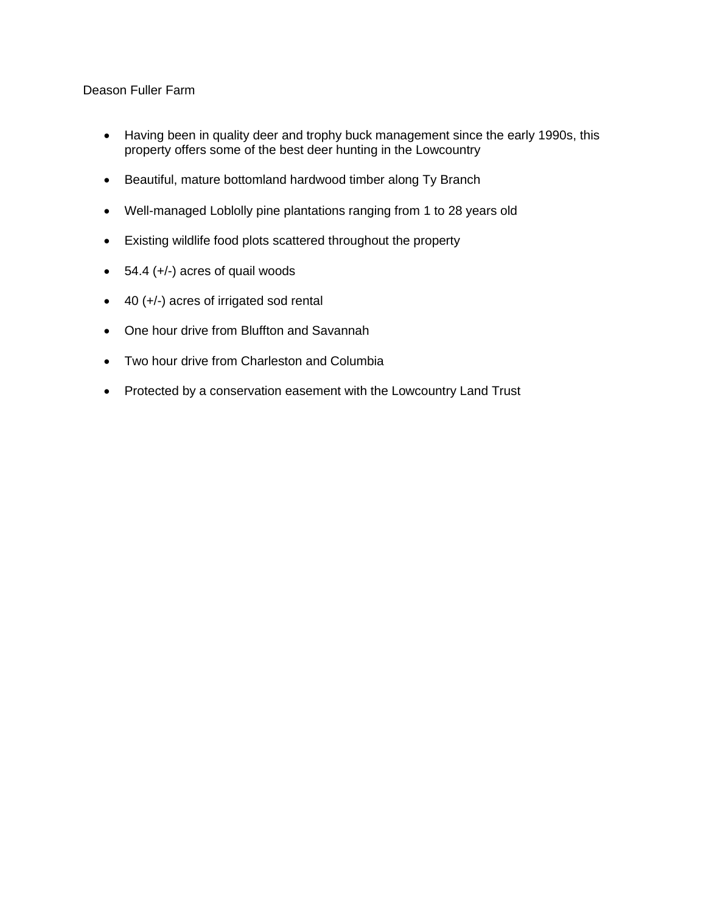Deason Fuller Farm

- Having been in quality deer and trophy buck management since the early 1990s, this property offers some of the best deer hunting in the Lowcountry
- Beautiful, mature bottomland hardwood timber along Ty Branch
- Well-managed Loblolly pine plantations ranging from 1 to 28 years old
- Existing wildlife food plots scattered throughout the property
- 54.4 (+/-) acres of quail woods
- 40 (+/-) acres of irrigated sod rental
- One hour drive from Bluffton and Savannah
- Two hour drive from Charleston and Columbia
- Protected by a conservation easement with the Lowcountry Land Trust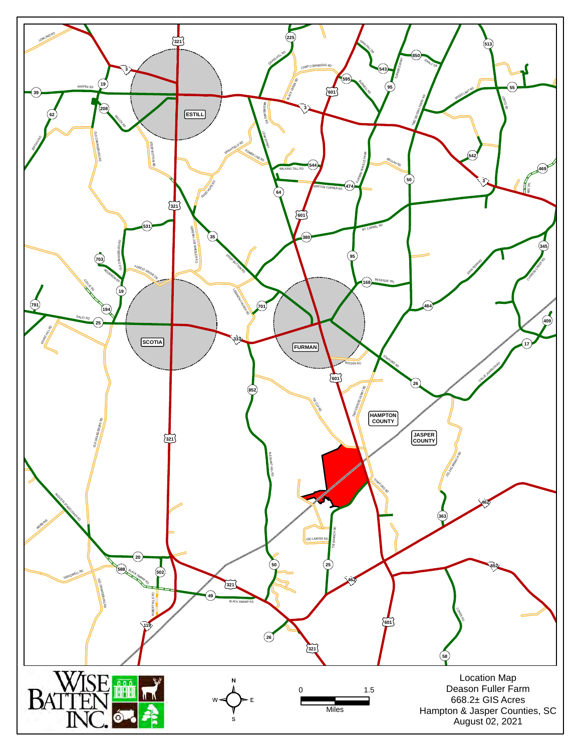Location Map

Deason Fuller Farm

668.2± GIS Acres

Hampton & Jasper Counties, SC

August 02, 2021

0 1.5

Miles

WISE BATTEN INC.

HAMPTON COUNTY

JASPER COUNTY

ESTILL

SCOTIA

FURMAN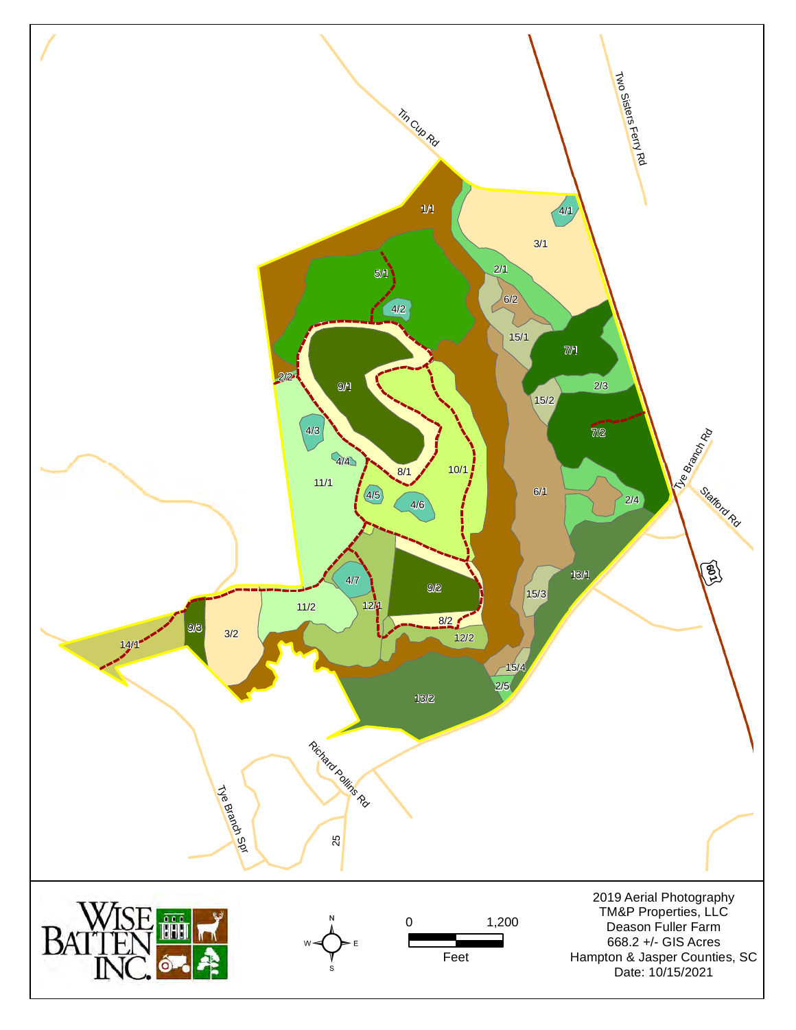Tin Cup Rd

Two Sisters Ferry Rd

Tye Branch Rd

Stafford Rd

601

Richard Pollins Rd

Tye Branch Spr

25

1/1

3/1

4/1

5/1

2/1

6/2

4/2

15/1

7/1

2/2

9/1

2/3

15/2

7/2

4/3

4/4

8/1

10/1

11/1

6/1

2/4

4/5

4/6

13/1

4/7

9/2

15/3

12/1

11/2

9/3

3/2

8/2

14/1

12/2

15/4

2/5

13/2

WISE BATTEN INC.

N
W E
S

0 1,200

Feet

2019 Aerial Photography
TM&P Properties, LLC
Deason Fuller Farm
668.2 +/- GIS Acres
Hampton & Jasper Counties, SC
Date: 10/15/2021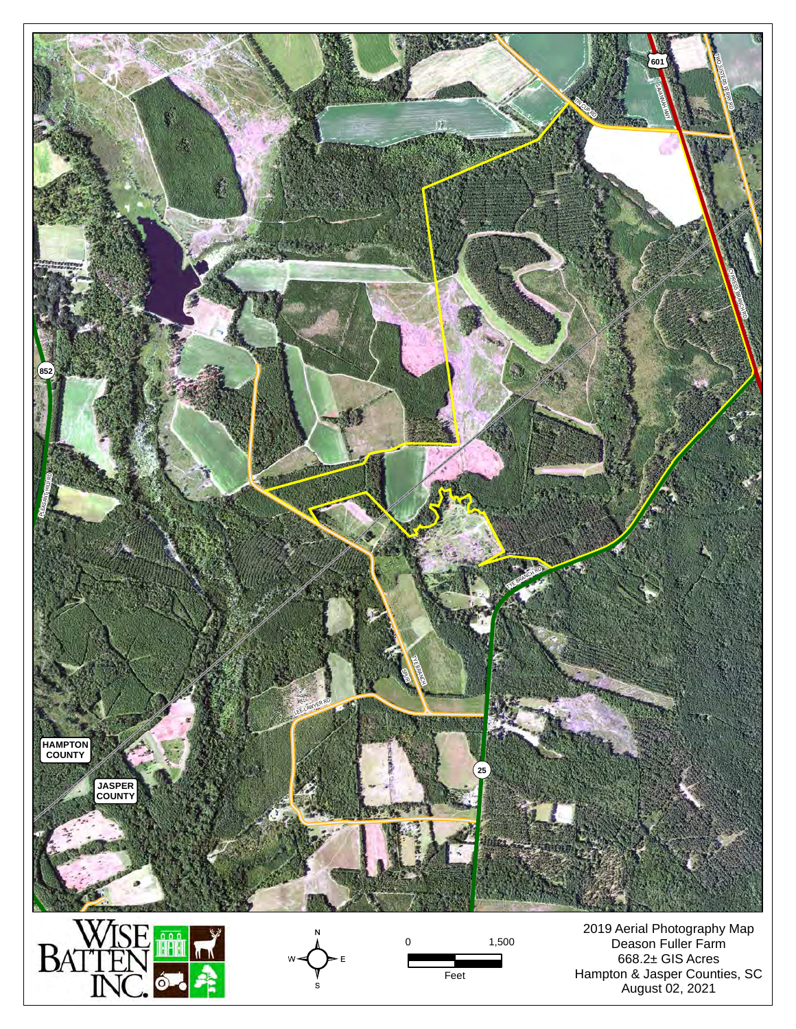601

TIN CUP RD

TWO SISTERS FERRY RD

SAVANNAH HWY

CYPRESS BRANCH RD

852

PLEASANT HILL RD

TYE BRANCH RD

TYE BRANCH SPUR

LEE LAWYER RD

25

HAMPTON COUNTY

JASPER COUNTY

WISE BATTEN INC.

N

W E

S

0 1,500

Feet

2019 Aerial Photography Map
Deason Fuller Farm
668.2± GIS Acres
Hampton & Jasper Counties, SC
August 02, 2021